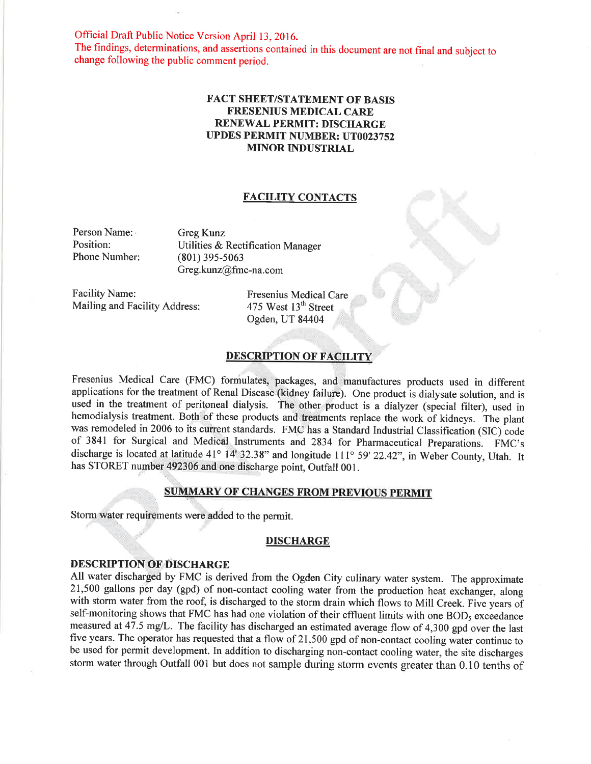Official Draft Public Notice Version April 13, 2016.
The findings, determinations, and assertions contained in this document are not final and subject to change following the public comment period.

# FACT SHEET/STATEMENT OF BASIS
# FRESENIUS MEDICAL CARE
# RENEWAL PERMIT: DISCHARGE
# UPDES PERMIT NUMBER: UT0023752
# MINOR INDUSTRIAL

## FACILITY CONTACTS

Person Name: Greg Kunz
Position: Utilities & Rectification Manager
Phone Number: (801) 395-5063
Greg.kunz@fmc-na.com

Facility Name: Fresenius Medical Care
Mailing and Facility Address: 475 West 13th Street
Ogden, UT 84404

## DESCRIPTION OF FACILITY

Fresenius Medical Care (FMC) formulates, packages, and manufactures products used in different applications for the treatment of Renal Disease (kidney failure). One product is dialysate solution, and is used in the treatment of peritoneal dialysis. The other product is a dialyzer (special filter), used in hemodialysis treatment. Both of these products and treatments replace the work of kidneys. The plant was remodeled in 2006 to its current standards. FMC has a Standard Industrial Classification (SIC) code of 3841 for Surgical and Medical Instruments and 2834 for Pharmaceutical Preparations. FMC's discharge is located at latitude 41° 14' 32.38" and longitude 111° 59' 22.42", in Weber County, Utah. It has STORET number 492306 and one discharge point, Outfall 001.

## SUMMARY OF CHANGES FROM PREVIOUS PERMIT

Storm water requirements were added to the permit.

## DISCHARGE

### DESCRIPTION OF DISCHARGE

All water discharged by FMC is derived from the Ogden City culinary water system. The approximate 21,500 gallons per day (gpd) of non-contact cooling water from the production heat exchanger, along with storm water from the roof, is discharged to the storm drain which flows to Mill Creek. Five years of self-monitoring shows that FMC has had one violation of their effluent limits with one $BOD_5$ exceedance measured at 47.5 mg/L. The facility has discharged an estimated average flow of 4,300 gpd over the last five years. The operator has requested that a flow of 21,500 gpd of non-contact cooling water continue to be used for permit development. In addition to discharging non-contact cooling water, the site discharges storm water through Outfall 001 but does not sample during storm events greater than 0.10 tenths of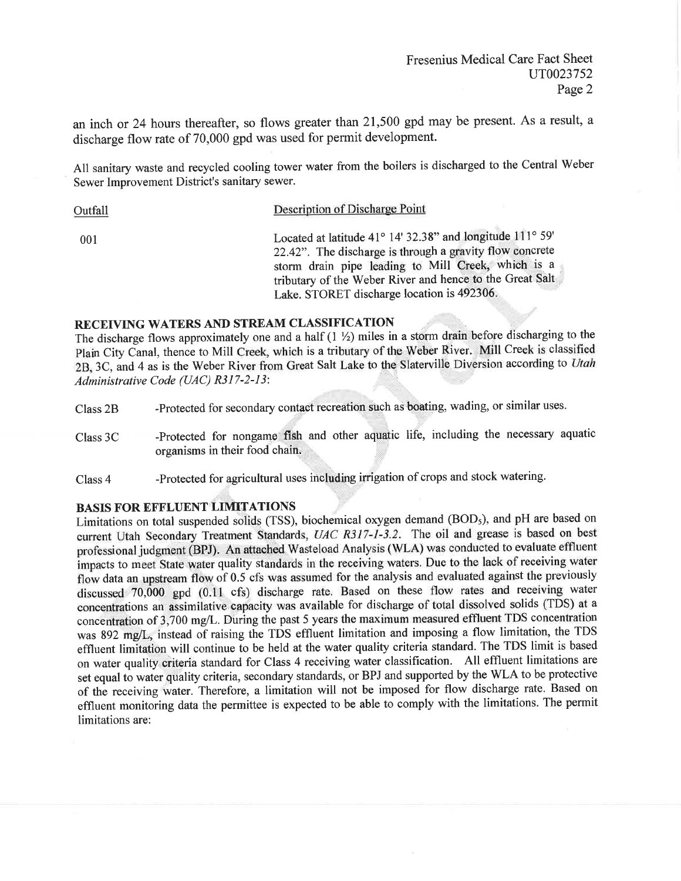an inch or 24 hours thereafter, so flows greater than 21,500 gpd may be present. As a result, a discharge flow rate of 70,000 gpd was used for permit development.

All sanitary waste and recycled cooling tower water from the boilers is discharged to the Central Weber Sewer Improvement District's sanitary sewer.

| Outfall | Description of Discharge Point |
|---|---|
| 001 | Located at latitude 41° 14' 32.38" and longitude 111° 59' 22.42". The discharge is through a gravity flow concrete storm drain pipe leading to Mill Creek, which is a tributary of the Weber River and hence to the Great Salt Lake. STORET discharge location is 492306. |

## RECEIVING WATERS AND STREAM CLASSIFICATION

The discharge flows approximately one and a half (1 ½) miles in a storm drain before discharging to the Plain City Canal, thence to Mill Creek, which is a tributary of the Weber River. Mill Creek is classified 2B, 3C, and 4 as is the Weber River from Great Salt Lake to the Slaterville Diversion according to *Utah Administrative Code (UAC) R317-2-13*:

Class 2B -Protected for secondary contact recreation such as boating, wading, or similar uses.

Class 3C -Protected for nongame fish and other aquatic life, including the necessary aquatic organisms in their food chain.

Class 4 -Protected for agricultural uses including irrigation of crops and stock watering.

## BASIS FOR EFFLUENT LIMITATIONS

Limitations on total suspended solids (TSS), biochemical oxygen demand ($BOD_5$), and pH are based on current Utah Secondary Treatment Standards, *UAC R317-1-3.2*. The oil and grease is based on best professional judgment (BPJ). An attached Wasteload Analysis (WLA) was conducted to evaluate effluent impacts to meet State water quality standards in the receiving waters. Due to the lack of receiving water flow data an upstream flow of 0.5 cfs was assumed for the analysis and evaluated against the previously discussed 70,000 gpd (0.11 cfs) discharge rate. Based on these flow rates and receiving water concentrations an assimilative capacity was available for discharge of total dissolved solids (TDS) at a concentration of 3,700 mg/L. During the past 5 years the maximum measured effluent TDS concentration was 892 mg/L, instead of raising the TDS effluent limitation and imposing a flow limitation, the TDS effluent limitation will continue to be held at the water quality criteria standard. The TDS limit is based on water quality criteria standard for Class 4 receiving water classification. All effluent limitations are set equal to water quality criteria, secondary standards, or BPJ and supported by the WLA to be protective of the receiving water. Therefore, a limitation will not be imposed for flow discharge rate. Based on effluent monitoring data the permittee is expected to be able to comply with the limitations. The permit limitations are: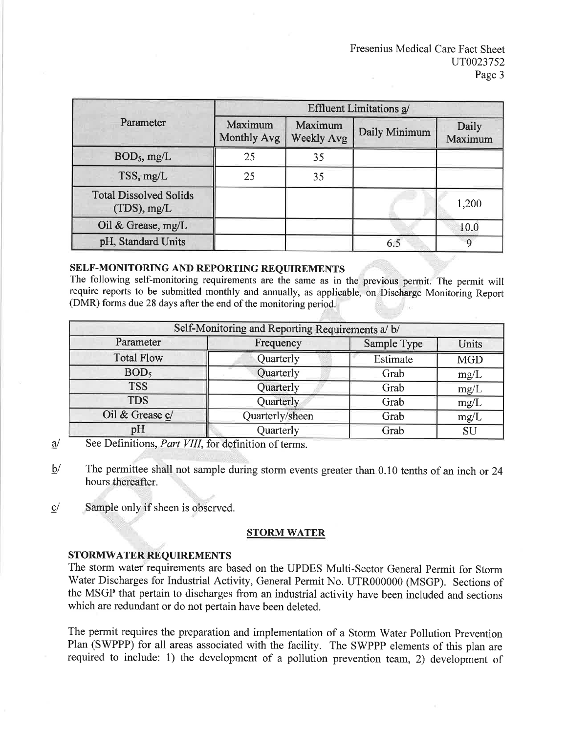| Parameter | Effluent Limitations a/ | | | |
|---|---|---|---|---|
| | Maximum Monthly Avg | Maximum Weekly Avg | Daily Minimum | Daily Maximum |
| $BOD_5$, mg/L | 25 | 35 | | |
| TSS, mg/L | 25 | 35 | | |
| Total Dissolved Solids (TDS), mg/L | | | | 1,200 |
| Oil & Grease, mg/L | | | | 10.0 |
| pH, Standard Units | | | 6.5 | 9 |

### SELF-MONITORING AND REPORTING REQUIREMENTS

The following self-monitoring requirements are the same as in the previous permit. The permit will require reports to be submitted monthly and annually, as applicable, on Discharge Monitoring Report (DMR) forms due 28 days after the end of the monitoring period.

| Self-Monitoring and Reporting Requirements a/ b/ | | | |
|---|---|---|---|
| Parameter | Frequency | Sample Type | Units |
| Total Flow | Quarterly | Estimate | MGD |
| $BOD_5$ | Quarterly | Grab | mg/L |
| TSS | Quarterly | Grab | mg/L |
| TDS | Quarterly | Grab | mg/L |
| Oil & Grease c/ | Quarterly/sheen | Grab | mg/L |
| pH | Quarterly | Grab | SU |

a/ See Definitions, *Part VIII*, for definition of terms.

b/ The permittee shall not sample during storm events greater than 0.10 tenths of an inch or 24 hours thereafter.

c/ Sample only if sheen is observed.

## STORM WATER

### STORMWATER REQUIREMENTS

The storm water requirements are based on the UPDES Multi-Sector General Permit for Storm Water Discharges for Industrial Activity, General Permit No. UTR000000 (MSGP). Sections of the MSGP that pertain to discharges from an industrial activity have been included and sections which are redundant or do not pertain have been deleted.

The permit requires the preparation and implementation of a Storm Water Pollution Prevention Plan (SWPPP) for all areas associated with the facility. The SWPPP elements of this plan are required to include: 1) the development of a pollution prevention team, 2) development of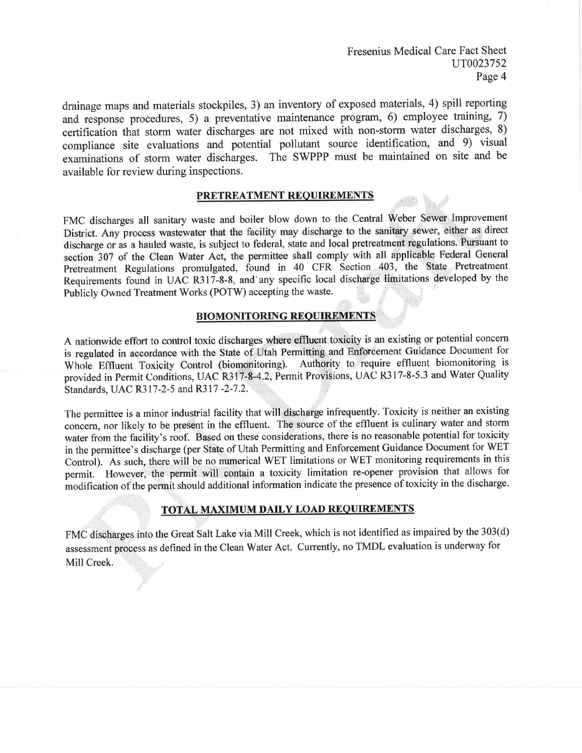drainage maps and materials stockpiles, 3) an inventory of exposed materials, 4) spill reporting and response procedures, 5) a preventative maintenance program, 6) employee training, 7) certification that storm water discharges are not mixed with non-storm water discharges, 8) compliance site evaluations and potential pollutant source identification, and 9) visual examinations of storm water discharges. The SWPPP must be maintained on site and be available for review during inspections.

## PRETREATMENT REQUIREMENTS

FMC discharges all sanitary waste and boiler blow down to the Central Weber Sewer Improvement District. Any process wastewater that the facility may discharge to the sanitary sewer, either as direct discharge or as a hauled waste, is subject to federal, state and local pretreatment regulations. Pursuant to section 307 of the Clean Water Act, the permittee shall comply with all applicable Federal General Pretreatment Regulations promulgated, found in 40 CFR Section 403, the State Pretreatment Requirements found in UAC R317-8-8, and any specific local discharge limitations developed by the Publicly Owned Treatment Works (POTW) accepting the waste.

## BIOMONITORING REQUIREMENTS

A nationwide effort to control toxic discharges where effluent toxicity is an existing or potential concern is regulated in accordance with the State of Utah Permitting and Enforcement Guidance Document for Whole Effluent Toxicity Control (biomonitoring). Authority to require effluent biomonitoring is provided in Permit Conditions, UAC R317-8-4.2, Permit Provisions, UAC R317-8-5.3 and Water Quality Standards, UAC R317-2-5 and R317 -2-7.2.

The permittee is a minor industrial facility that will discharge infrequently. Toxicity is neither an existing concern, nor likely to be present in the effluent. The source of the effluent is culinary water and storm water from the facility's roof. Based on these considerations, there is no reasonable potential for toxicity in the permittee's discharge (per State of Utah Permitting and Enforcement Guidance Document for WET Control). As such, there will be no numerical WET limitations or WET monitoring requirements in this permit. However, the permit will contain a toxicity limitation re-opener provision that allows for modification of the permit should additional information indicate the presence of toxicity in the discharge.

## TOTAL MAXIMUM DAILY LOAD REQUIREMENTS

FMC discharges into the Great Salt Lake via Mill Creek, which is not identified as impaired by the 303(d) assessment process as defined in the Clean Water Act. Currently, no TMDL evaluation is underway for Mill Creek.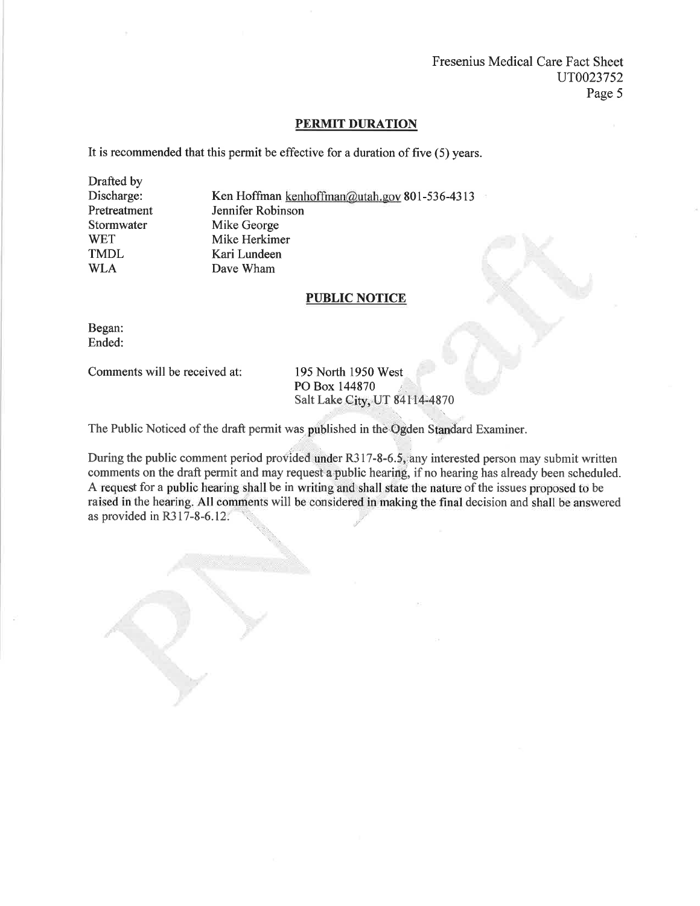## PERMIT DURATION

It is recommended that this permit be effective for a duration of five (5) years.

| Drafted by | |
|---|---|
| Discharge: | Ken Hoffman kenhoffman@utah.gov 801-536-4313 |
| Pretreatment | Jennifer Robinson |
| Stormwater | Mike George |
| WET | Mike Herkimer |
| TMDL | Kari Lundeen |
| WLA | Dave Wham |

## PUBLIC NOTICE

Began:
Ended:

Comments will be received at:

195 North 1950 West
PO Box 144870
Salt Lake City, UT 84114-4870

The Public Noticed of the draft permit was published in the Ogden Standard Examiner.

During the public comment period provided under R317-8-6.5, any interested person may submit written comments on the draft permit and may request a public hearing, if no hearing has already been scheduled. A request for a public hearing shall be in writing and shall state the nature of the issues proposed to be raised in the hearing. All comments will be considered in making the final decision and shall be answered as provided in R317-8-6.12.